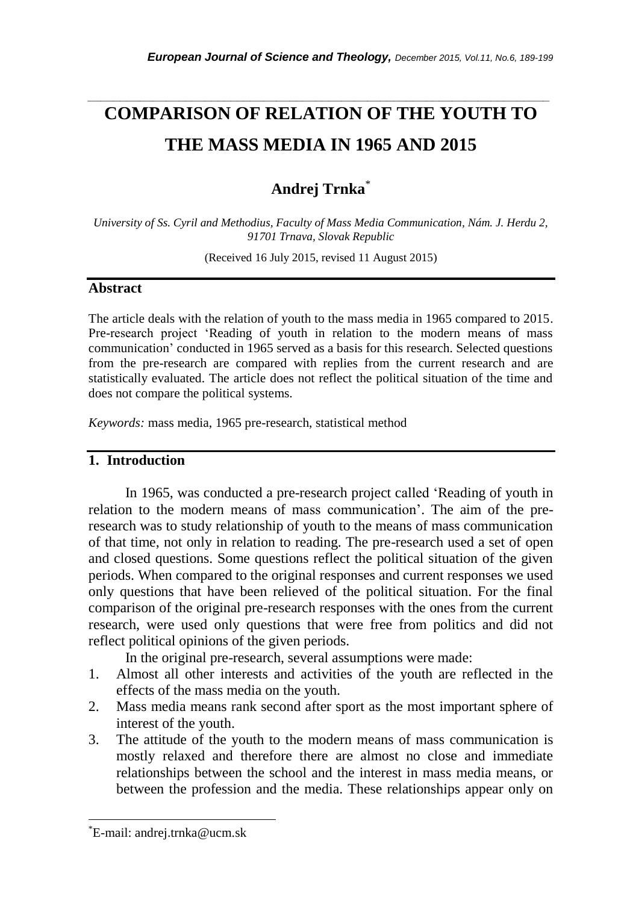# COMPARISON OF RELATION OF THE YOUTH TO THE MASS MEDIA IN 1965 AND 2015

## Andrej Trnka[*]

*University of Ss. Cyril and Methodius, Faculty of Mass Media Communication, Nám. J. Herdu 2, 91701 Trnava, Slovak Republic*

(Received 16 July 2015, revised 11 August 2015)

## Abstract

The article deals with the relation of youth to the mass media in 1965 compared to 2015. Pre-research project 'Reading of youth in relation to the modern means of mass communication' conducted in 1965 served as a basis for this research. Selected questions from the pre-research are compared with replies from the current research and are statistically evaluated. The article does not reflect the political situation of the time and does not compare the political systems.

*Keywords:* mass media, 1965 pre-research, statistical method

## 1. Introduction

In 1965, was conducted a pre-research project called 'Reading of youth in relation to the modern means of mass communication'. The aim of the pre-research was to study relationship of youth to the means of mass communication of that time, not only in relation to reading. The pre-research used a set of open and closed questions. Some questions reflect the political situation of the given periods. When compared to the original responses and current responses we used only questions that have been relieved of the political situation. For the final comparison of the original pre-research responses with the ones from the current research, were used only questions that were free from politics and did not reflect political opinions of the given periods.

In the original pre-research, several assumptions were made:

1. Almost all other interests and activities of the youth are reflected in the effects of the mass media on the youth.
2. Mass media means rank second after sport as the most important sphere of interest of the youth.
3. The attitude of the youth to the modern means of mass communication is mostly relaxed and therefore there are almost no close and immediate relationships between the school and the interest in mass media means, or between the profession and the media. These relationships appear only on

---

[*] E-mail: andrej.trnka@ucm.sk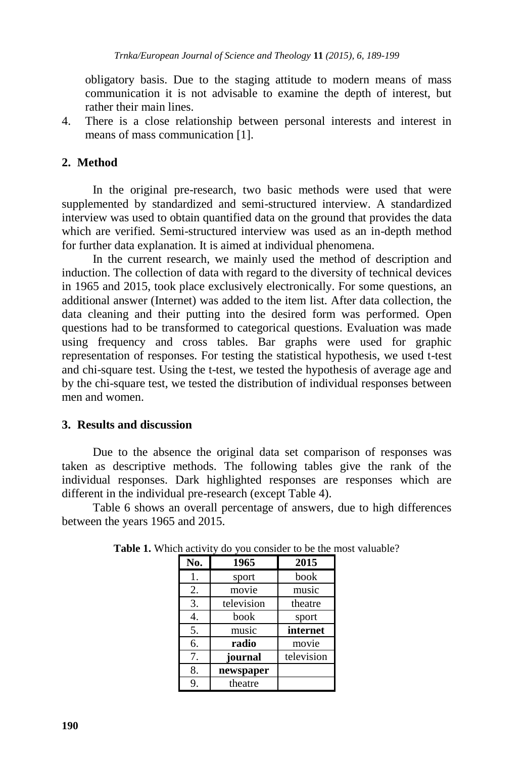obligatory basis. Due to the staging attitude to modern means of mass communication it is not advisable to examine the depth of interest, but rather their main lines.

4. There is a close relationship between personal interests and interest in means of mass communication [1].

## 2. Method

In the original pre-research, two basic methods were used that were supplemented by standardized and semi-structured interview. A standardized interview was used to obtain quantified data on the ground that provides the data which are verified. Semi-structured interview was used as an in-depth method for further data explanation. It is aimed at individual phenomena.

In the current research, we mainly used the method of description and induction. The collection of data with regard to the diversity of technical devices in 1965 and 2015, took place exclusively electronically. For some questions, an additional answer (Internet) was added to the item list. After data collection, the data cleaning and their putting into the desired form was performed. Open questions had to be transformed to categorical questions. Evaluation was made using frequency and cross tables. Bar graphs were used for graphic representation of responses. For testing the statistical hypothesis, we used t-test and chi-square test. Using the t-test, we tested the hypothesis of average age and by the chi-square test, we tested the distribution of individual responses between men and women.

## 3. Results and discussion

Due to the absence the original data set comparison of responses was taken as descriptive methods. The following tables give the rank of the individual responses. Dark highlighted responses are responses which are different in the individual pre-research (except Table 4).

Table 6 shows an overall percentage of answers, due to high differences between the years 1965 and 2015.

**Table 1.** Which activity do you consider to be the most valuable?

| No. | 1965 | 2015 |
|---|---|---|
| 1. | sport | book |
| 2. | movie | music |
| 3. | television | theatre |
| 4. | book | sport |
| 5. | music | **internet** |
| 6. | **radio** | movie |
| 7. | **journal** | television |
| 8. | **newspaper** | |
| 9. | theatre | |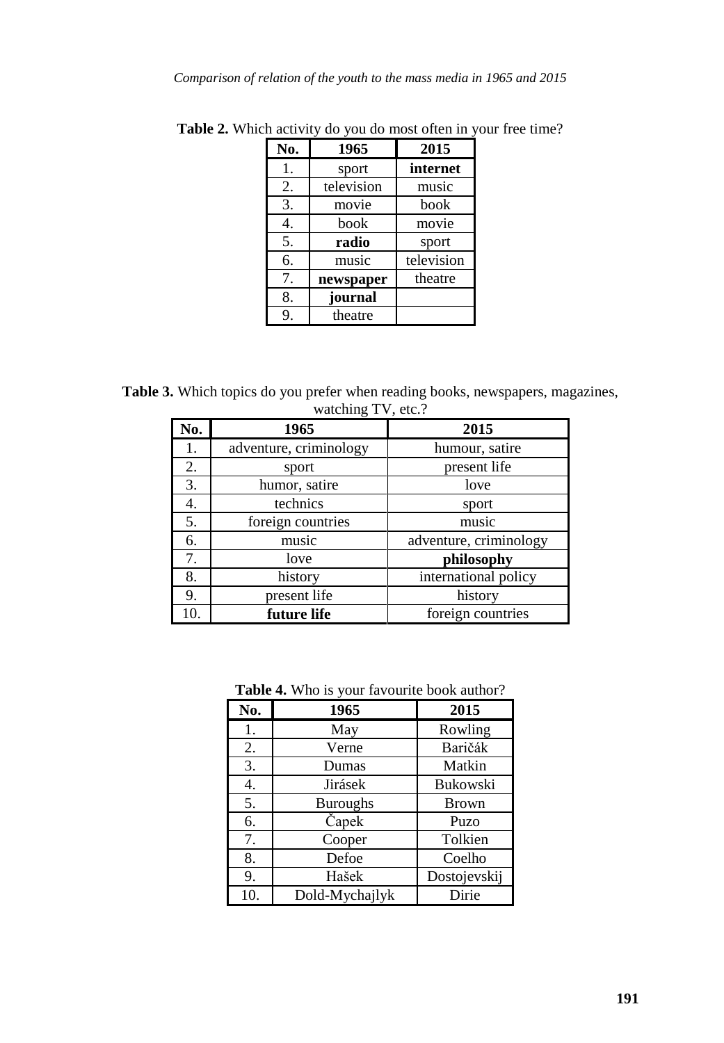**Table 2.** Which activity do you do most often in your free time?

| No. | 1965 | 2015 |
|---|---|---|
| 1. | sport | **internet** |
| 2. | television | music |
| 3. | movie | book |
| 4. | book | movie |
| 5. | **radio** | sport |
| 6. | music | television |
| 7. | **newspaper** | theatre |
| 8. | **journal** | |
| 9. | theatre | |

**Table 3.** Which topics do you prefer when reading books, newspapers, magazines, watching TV, etc.?

| No. | 1965 | 2015 |
|---|---|---|
| 1. | adventure, criminology | humour, satire |
| 2. | sport | present life |
| 3. | humor, satire | love |
| 4. | technics | sport |
| 5. | foreign countries | music |
| 6. | music | adventure, criminology |
| 7. | love | **philosophy** |
| 8. | history | international policy |
| 9. | present life | history |
| 10. | **future life** | foreign countries |

**Table 4.** Who is your favourite book author?

| No. | 1965 | 2015 |
|---|---|---|
| 1. | May | Rowling |
| 2. | Verne | Baričák |
| 3. | Dumas | Matkin |
| 4. | Jirásek | Bukowski |
| 5. | Buroughs | Brown |
| 6. | Čapek | Puzo |
| 7. | Cooper | Tolkien |
| 8. | Defoe | Coelho |
| 9. | Hašek | Dostojevskij |
| 10. | Dold-Mychajlyk | Dirie |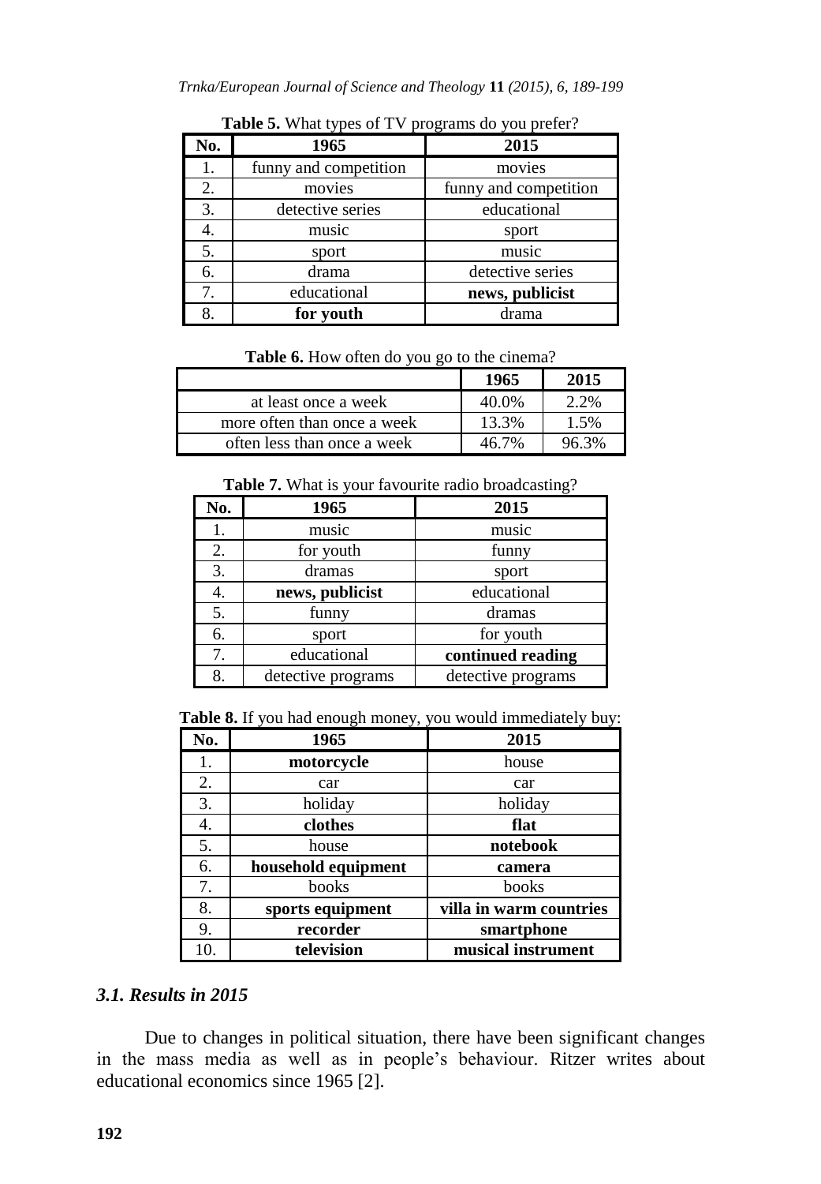**Table 5.** What types of TV programs do you prefer?

| No. | 1965 | 2015 |
|---|---|---|
| 1. | funny and competition | movies |
| 2. | movies | funny and competition |
| 3. | detective series | educational |
| 4. | music | sport |
| 5. | sport | music |
| 6. | drama | detective series |
| 7. | educational | **news, publicist** |
| 8. | **for youth** | drama |

**Table 6.** How often do you go to the cinema?

| | 1965 | 2015 |
|---|---|---|
| at least once a week | 40.0% | 2.2% |
| more often than once a week | 13.3% | 1.5% |
| often less than once a week | 46.7% | 96.3% |

**Table 7.** What is your favourite radio broadcasting?

| No. | 1965 | 2015 |
|---|---|---|
| 1. | music | music |
| 2. | for youth | funny |
| 3. | dramas | sport |
| 4. | **news, publicist** | educational |
| 5. | funny | dramas |
| 6. | sport | for youth |
| 7. | educational | **continued reading** |
| 8. | detective programs | detective programs |

**Table 8.** If you had enough money, you would immediately buy:

| No. | 1965 | 2015 |
|---|---|---|
| 1. | **motorcycle** | house |
| 2. | car | car |
| 3. | holiday | holiday |
| 4. | **clothes** | **flat** |
| 5. | house | **notebook** |
| 6. | **household equipment** | **camera** |
| 7. | books | books |
| 8. | **sports equipment** | **villa in warm countries** |
| 9. | **recorder** | **smartphone** |
| 10. | **television** | **musical instrument** |

### *3.1. Results in 2015*

Due to changes in political situation, there have been significant changes in the mass media as well as in people's behaviour. Ritzer writes about educational economics since 1965 [2].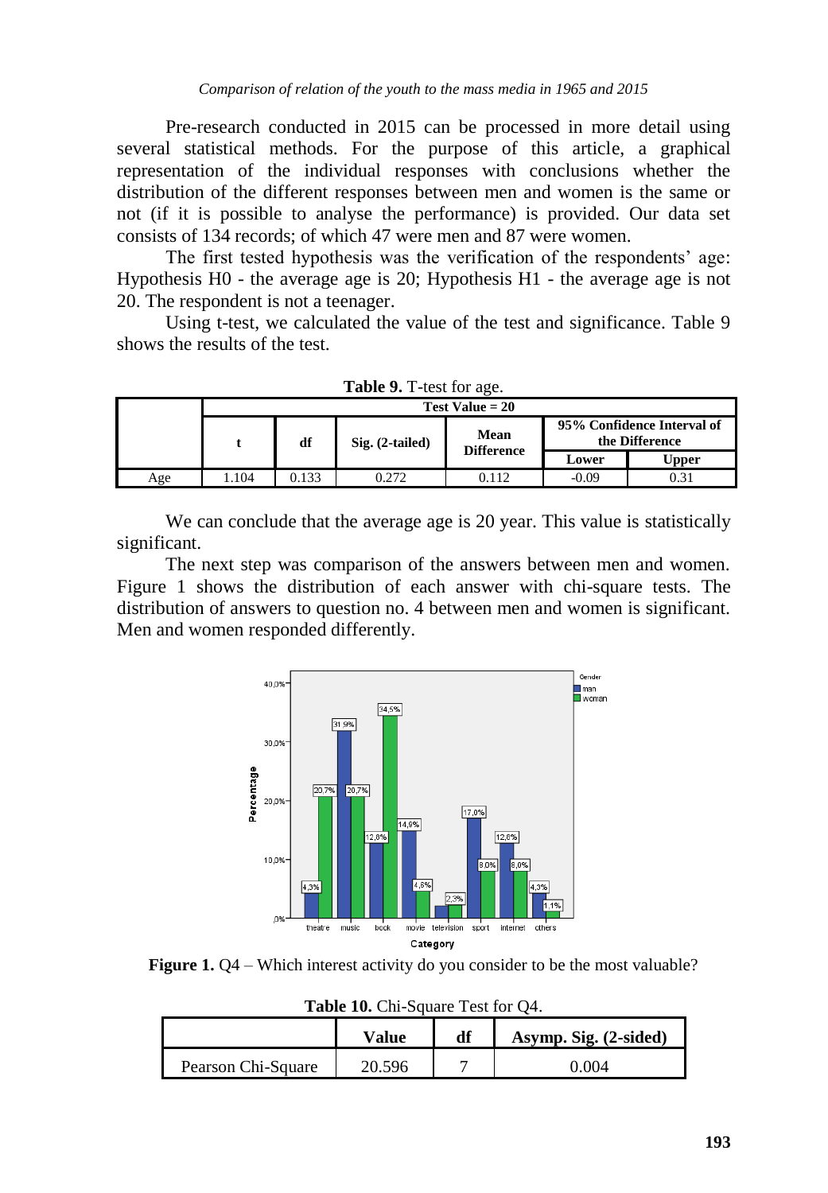Pre-research conducted in 2015 can be processed in more detail using several statistical methods. For the purpose of this article, a graphical representation of the individual responses with conclusions whether the distribution of the different responses between men and women is the same or not (if it is possible to analyse the performance) is provided. Our data set consists of 134 records; of which 47 were men and 87 were women.

The first tested hypothesis was the verification of the respondents' age: Hypothesis H0 - the average age is 20; Hypothesis H1 - the average age is not 20. The respondent is not a teenager.

Using t-test, we calculated the value of the test and significance. Table 9 shows the results of the test.

**Table 9.** T-test for age.

| | Test Value = 20 | | | | | |
|---|---|---|---|---|---|---|
| | t | df | Sig. (2-tailed) | Mean Difference | 95% Confidence Interval of the Difference | |
| | | | | | Lower | Upper |
| Age | 1.104 | 0.133 | 0.272 | 0.112 | -0.09 | 0.31 |

We can conclude that the average age is 20 year. This value is statistically significant.

The next step was comparison of the answers between men and women. Figure 1 shows the distribution of each answer with chi-square tests. The distribution of answers to question no. 4 between men and women is significant. Men and women responded differently.

**Figure 1.** Q4 – Which interest activity do you consider to be the most valuable?

**Table 10.** Chi-Square Test for Q4.

| | Value | df | Asymp. Sig. (2-sided) |
|---|---|---|---|
| Pearson Chi-Square | 20.596 | 7 | 0.004 |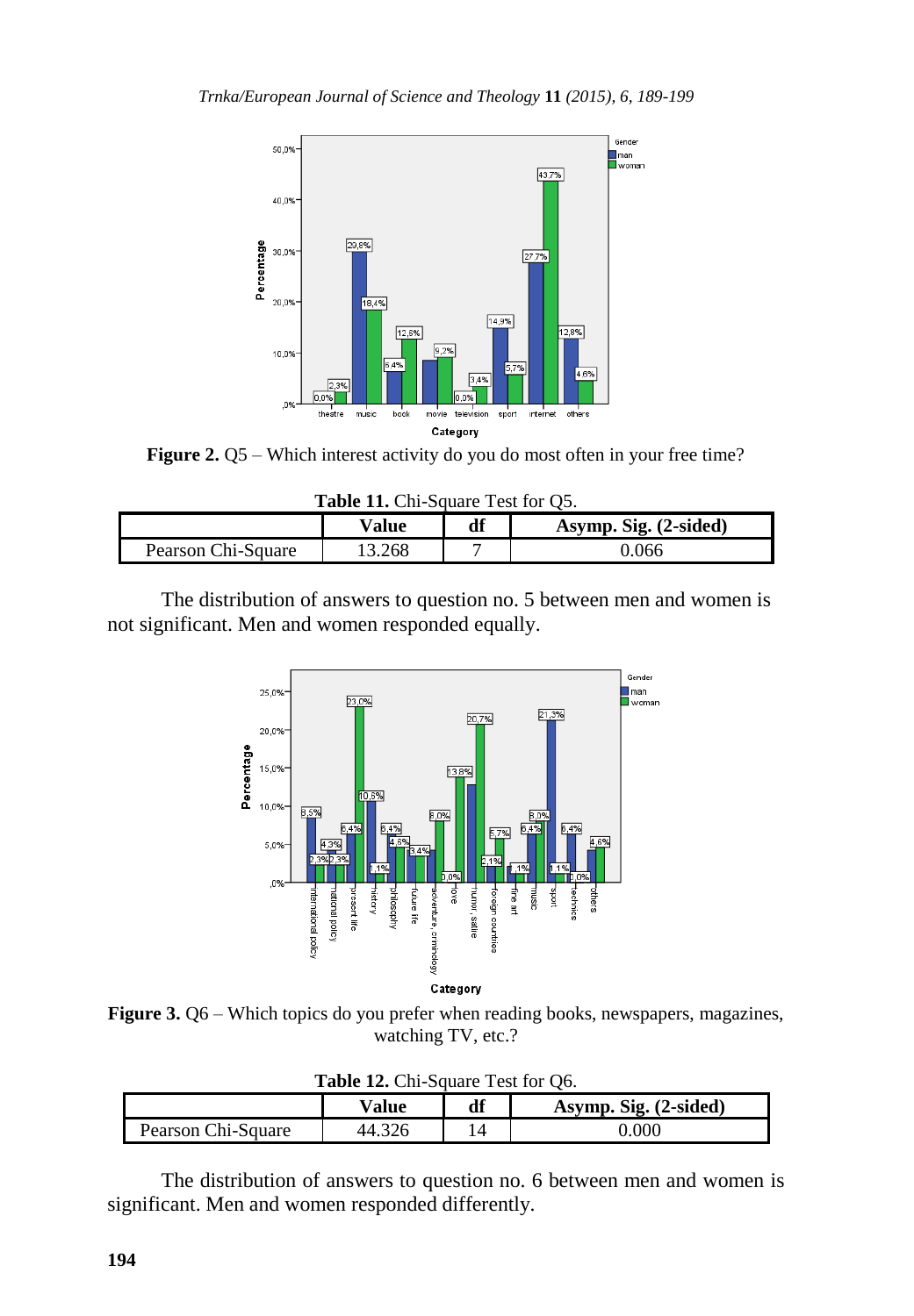**Figure 2.** Q5 – Which interest activity do you do most often in your free time?

**Table 11.** Chi-Square Test for Q5.

| | Value | df | Asymp. Sig. (2-sided) |
|---|---|---|---|
| Pearson Chi-Square | 13.268 | 7 | 0.066 |

The distribution of answers to question no. 5 between men and women is not significant. Men and women responded equally.

**Figure 3.** Q6 – Which topics do you prefer when reading books, newspapers, magazines, watching TV, etc.?

**Table 12.** Chi-Square Test for Q6.

| | Value | df | Asymp. Sig. (2-sided) |
|---|---|---|---|
| Pearson Chi-Square | 44.326 | 14 | 0.000 |

The distribution of answers to question no. 6 between men and women is significant. Men and women responded differently.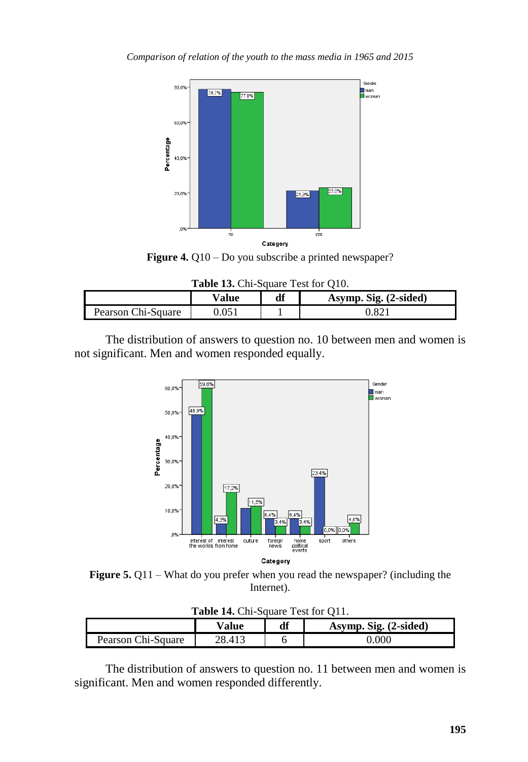**Figure 4.** Q10 – Do you subscribe a printed newspaper?

**Table 13.** Chi-Square Test for Q10.

| | Value | df | Asymp. Sig. (2-sided) |
|---|---|---|---|
| Pearson Chi-Square | 0.051 | 1 | 0.821 |

The distribution of answers to question no. 10 between men and women is not significant. Men and women responded equally.

**Figure 5.** Q11 – What do you prefer when you read the newspaper? (including the Internet).

**Table 14.** Chi-Square Test for Q11.

| | Value | df | Asymp. Sig. (2-sided) |
|---|---|---|---|
| Pearson Chi-Square | 28.413 | 6 | 0.000 |

The distribution of answers to question no. 11 between men and women is significant. Men and women responded differently.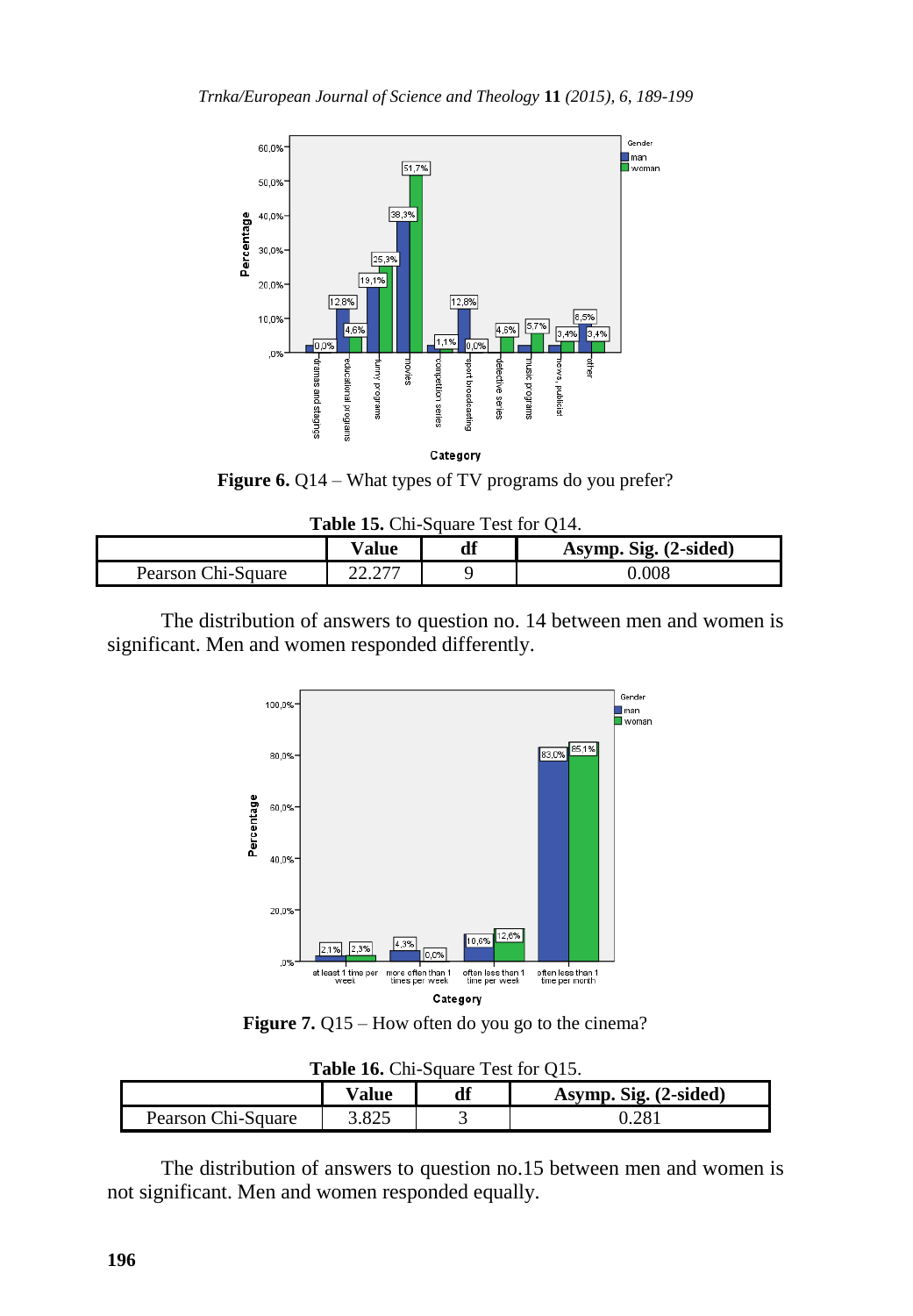**Figure 6.** Q14 – What types of TV programs do you prefer?

**Table 15.** Chi-Square Test for Q14.

| | Value | df | Asymp. Sig. (2-sided) |
|---|---|---|---|
| Pearson Chi-Square | 22.277 | 9 | 0.008 |

The distribution of answers to question no. 14 between men and women is significant. Men and women responded differently.

**Figure 7.** Q15 – How often do you go to the cinema?

**Table 16.** Chi-Square Test for Q15.

| | Value | df | Asymp. Sig. (2-sided) |
|---|---|---|---|
| Pearson Chi-Square | 3.825 | 3 | 0.281 |

The distribution of answers to question no.15 between men and women is not significant. Men and women responded equally.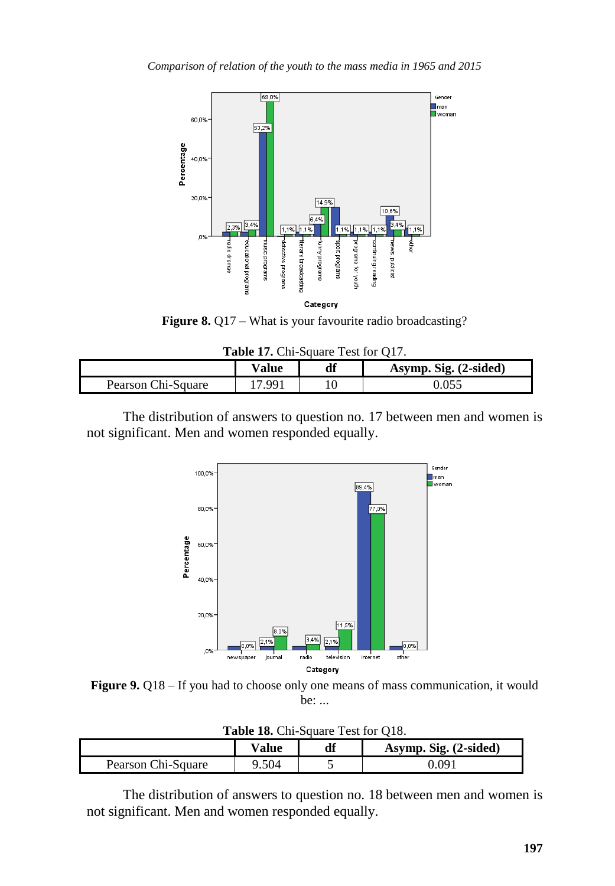**Figure 8.** Q17 – What is your favourite radio broadcasting?

**Table 17.** Chi-Square Test for Q17.

| | Value | df | Asymp. Sig. (2-sided) |
|---|---|---|---|
| Pearson Chi-Square | 17.991 | 10 | 0.055 |

The distribution of answers to question no. 17 between men and women is not significant. Men and women responded equally.

**Figure 9.** Q18 – If you had to choose only one means of mass communication, it would be: ...

**Table 18.** Chi-Square Test for Q18.

| | Value | df | Asymp. Sig. (2-sided) |
|---|---|---|---|
| Pearson Chi-Square | 9.504 | 5 | 0.091 |

The distribution of answers to question no. 18 between men and women is not significant. Men and women responded equally.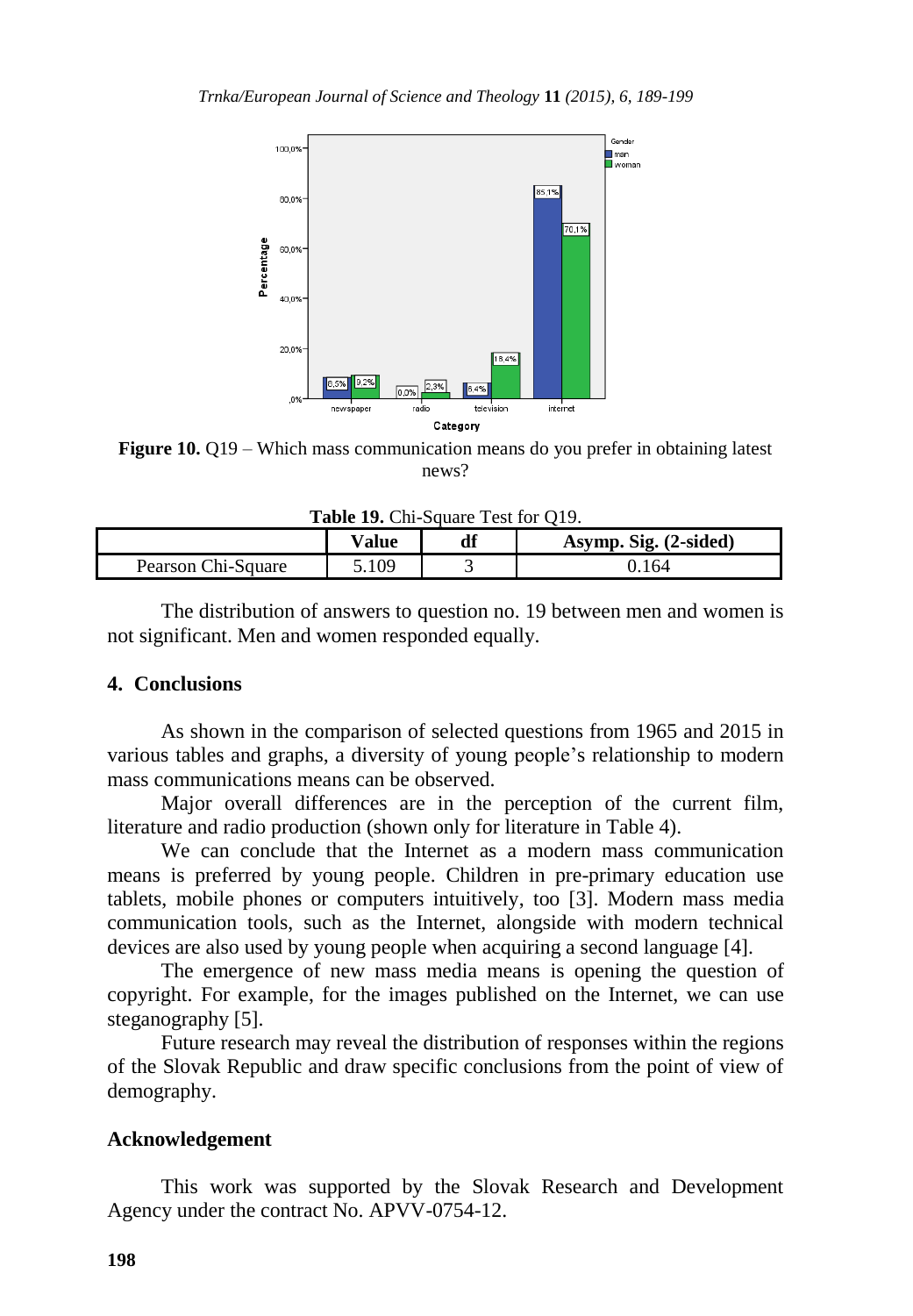**Figure 10.** Q19 – Which mass communication means do you prefer in obtaining latest news?

**Table 19.** Chi-Square Test for Q19.

| | Value | df | Asymp. Sig. (2-sided) |
|---|---|---|---|
| Pearson Chi-Square | 5.109 | 3 | 0.164 |

The distribution of answers to question no. 19 between men and women is not significant. Men and women responded equally.

## 4. Conclusions

As shown in the comparison of selected questions from 1965 and 2015 in various tables and graphs, a diversity of young people's relationship to modern mass communications means can be observed.

Major overall differences are in the perception of the current film, literature and radio production (shown only for literature in Table 4).

We can conclude that the Internet as a modern mass communication means is preferred by young people. Children in pre-primary education use tablets, mobile phones or computers intuitively, too [3]. Modern mass media communication tools, such as the Internet, alongside with modern technical devices are also used by young people when acquiring a second language [4].

The emergence of new mass media means is opening the question of copyright. For example, for the images published on the Internet, we can use steganography [5].

Future research may reveal the distribution of responses within the regions of the Slovak Republic and draw specific conclusions from the point of view of demography.

## Acknowledgement

This work was supported by the Slovak Research and Development Agency under the contract No. APVV-0754-12.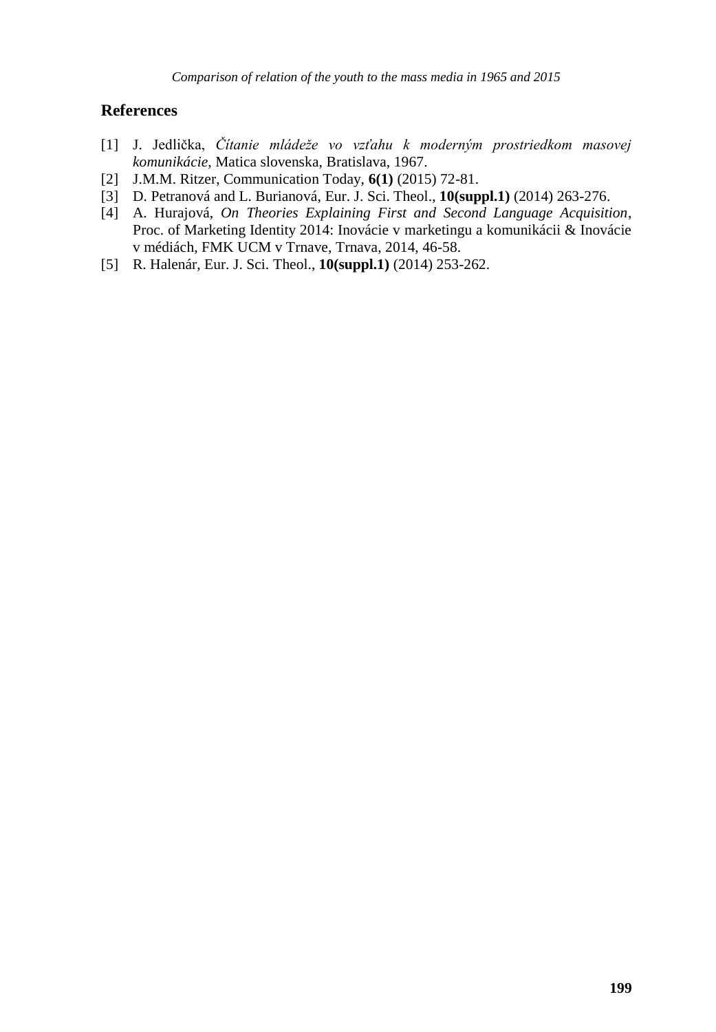## References

[1] J. Jedlička, *Čítanie mládeže vo vzťahu k moderným prostriedkom masovej komunikácie*, Matica slovenska, Bratislava, 1967.
[2] J.M.M. Ritzer, Communication Today, **6(1)** (2015) 72-81.
[3] D. Petranová and L. Burianová, Eur. J. Sci. Theol., **10(suppl.1)** (2014) 263-276.
[4] A. Hurajová, *On Theories Explaining First and Second Language Acquisition*, Proc. of Marketing Identity 2014: Inovácie v marketingu a komunikácii & Inovácie v médiách, FMK UCM v Trnave, Trnava, 2014, 46-58.
[5] R. Halenár, Eur. J. Sci. Theol., **10(suppl.1)** (2014) 253-262.